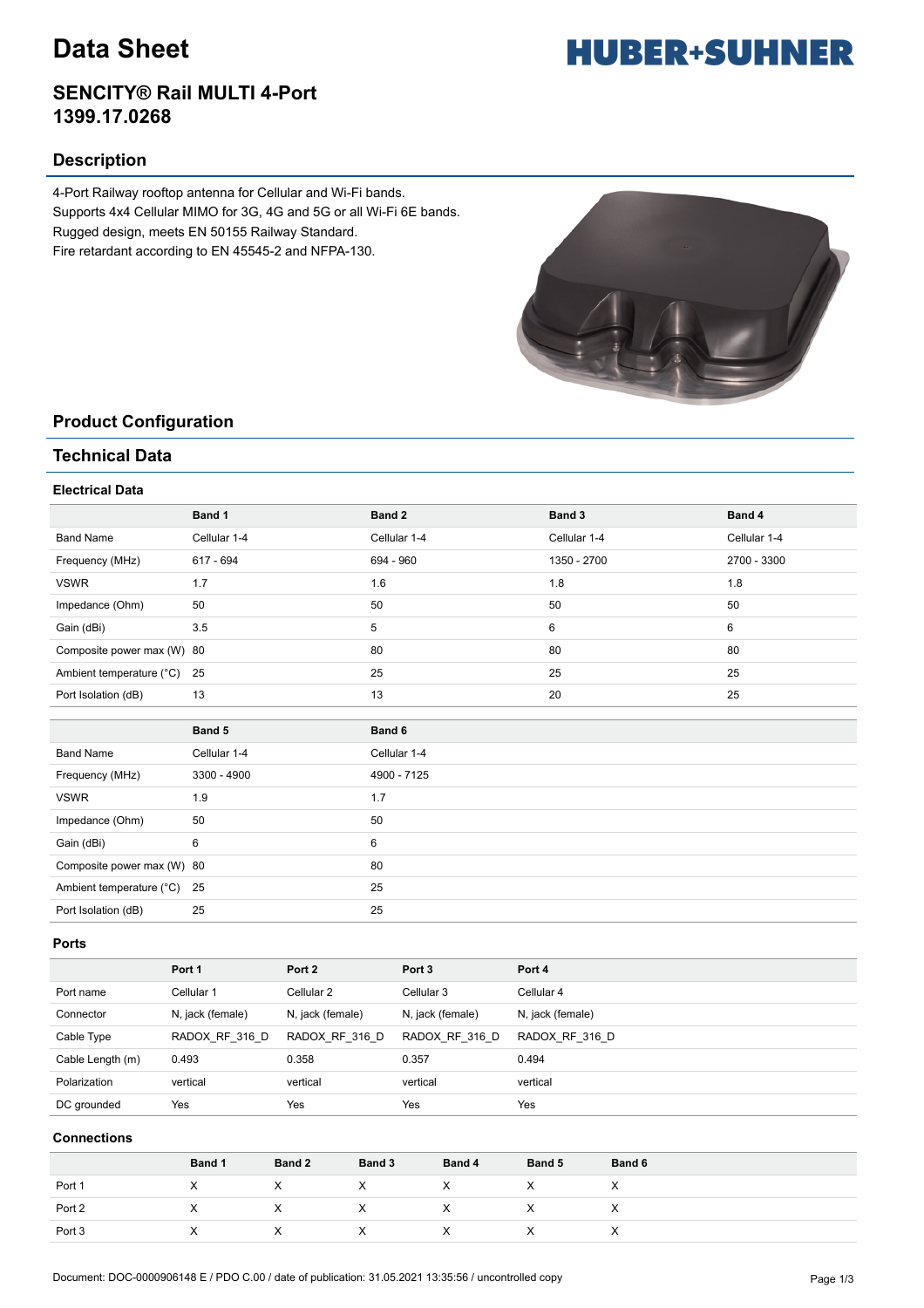# Data Sheet

HUBER+SUHNER

## SENCITY® Rail MULTI 4-Port 1399.17.0268

## Description

4-Port Railway rooftop antenna for Cellular and Wi-Fi bands.
Supports 4x4 Cellular MIMO for 3G, 4G and 5G or all Wi-Fi 6E bands.
Rugged design, meets EN 50155 Railway Standard.
Fire retardant according to EN 45545-2 and NFPA-130.

## Product Configuration

## Technical Data

### Electrical Data

| | Band 1 | Band 2 | Band 3 | Band 4 |
|---|---|---|---|---|
| Band Name | Cellular 1-4 | Cellular 1-4 | Cellular 1-4 | Cellular 1-4 |
| Frequency (MHz) | 617 - 694 | 694 - 960 | 1350 - 2700 | 2700 - 3300 |
| VSWR | 1.7 | 1.6 | 1.8 | 1.8 |
| Impedance (Ohm) | 50 | 50 | 50 | 50 |
| Gain (dBi) | 3.5 | 5 | 6 | 6 |
| Composite power max (W) | 80 | 80 | 80 | 80 |
| Ambient temperature (°C) | 25 | 25 | 25 | 25 |
| Port Isolation (dB) | 13 | 13 | 20 | 25 |

| | Band 5 | Band 6 |
|---|---|---|
| Band Name | Cellular 1-4 | Cellular 1-4 |
| Frequency (MHz) | 3300 - 4900 | 4900 - 7125 |
| VSWR | 1.9 | 1.7 |
| Impedance (Ohm) | 50 | 50 |
| Gain (dBi) | 6 | 6 |
| Composite power max (W) | 80 | 80 |
| Ambient temperature (°C) | 25 | 25 |
| Port Isolation (dB) | 25 | 25 |

### Ports

| | Port 1 | Port 2 | Port 3 | Port 4 |
|---|---|---|---|---|
| Port name | Cellular 1 | Cellular 2 | Cellular 3 | Cellular 4 |
| Connector | N, jack (female) | N, jack (female) | N, jack (female) | N, jack (female) |
| Cable Type | RADOX_RF_316_D | RADOX_RF_316_D | RADOX_RF_316_D | RADOX_RF_316_D |
| Cable Length (m) | 0.493 | 0.358 | 0.357 | 0.494 |
| Polarization | vertical | vertical | vertical | vertical |
| DC grounded | Yes | Yes | Yes | Yes |

### Connections

| | Band 1 | Band 2 | Band 3 | Band 4 | Band 5 | Band 6 |
|---|---|---|---|---|---|---|
| Port 1 | X | X | X | X | X | X |
| Port 2 | X | X | X | X | X | X |
| Port 3 | X | X | X | X | X | X |

Document: DOC-0000906148 E / PDO C.00 / date of publication: 31.05.2021 13:35:56 / uncontrolled copy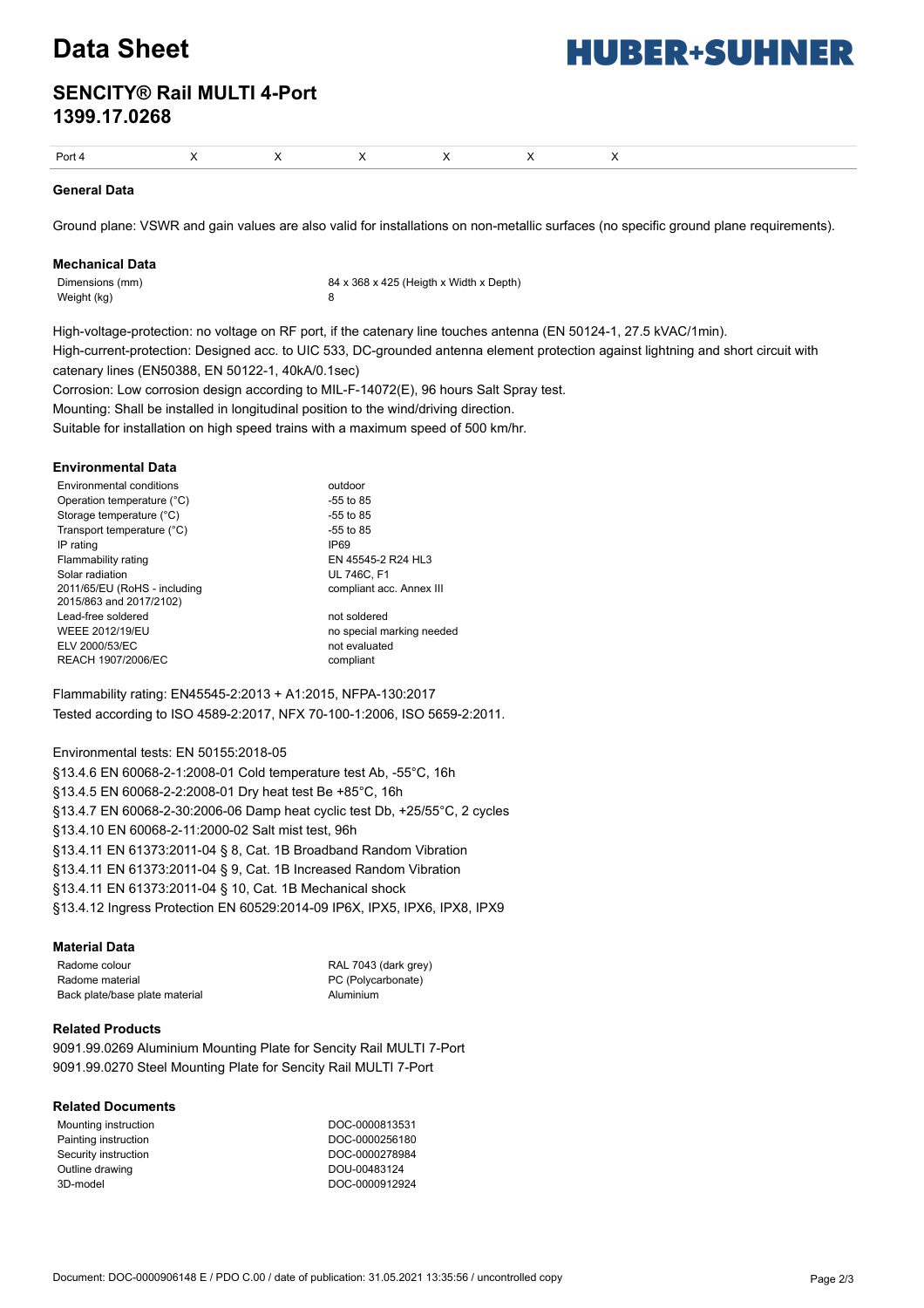# Data Sheet

## SENCITY® Rail MULTI 4-Port
## 1399.17.0268

| Port 4 | X | X | X | X | X | X |
|---|---|---|---|---|---|---|

### General Data

Ground plane: VSWR and gain values are also valid for installations on non-metallic surfaces (no specific ground plane requirements).

### Mechanical Data

| | |
|---|---|
| Dimensions (mm) | 84 x 368 x 425 (Heigth x Width x Depth) |
| Weight (kg) | 8 |

High-voltage-protection: no voltage on RF port, if the catenary line touches antenna (EN 50124-1, 27.5 kVAC/1min).
High-current-protection: Designed acc. to UIC 533, DC-grounded antenna element protection against lightning and short circuit with catenary lines (EN50388, EN 50122-1, 40kA/0.1sec)
Corrosion: Low corrosion design according to MIL-F-14072(E), 96 hours Salt Spray test.
Mounting: Shall be installed in longitudinal position to the wind/driving direction.
Suitable for installation on high speed trains with a maximum speed of 500 km/hr.

### Environmental Data

| | |
|---|---|
| Environmental conditions | outdoor |
| Operation temperature (°C) | -55 to 85 |
| Storage temperature (°C) | -55 to 85 |
| Transport temperature (°C) | -55 to 85 |
| IP rating | IP69 |
| Flammability rating | EN 45545-2 R24 HL3 |
| Solar radiation | UL 746C, F1 |
| 2011/65/EU (RoHS - including 2015/863 and 2017/2102) | compliant acc. Annex III |
| Lead-free soldered | not soldered |
| WEEE 2012/19/EU | no special marking needed |
| ELV 2000/53/EC | not evaluated |
| REACH 1907/2006/EC | compliant |

Flammability rating: EN45545-2:2013 + A1:2015, NFPA-130:2017
Tested according to ISO 4589-2:2017, NFX 70-100-1:2006, ISO 5659-2:2011.

Environmental tests: EN 50155:2018-05
§13.4.6 EN 60068-2-1:2008-01 Cold temperature test Ab, -55°C, 16h
§13.4.5 EN 60068-2-2:2008-01 Dry heat test Be +85°C, 16h
§13.4.7 EN 60068-2-30:2006-06 Damp heat cyclic test Db, +25/55°C, 2 cycles
§13.4.10 EN 60068-2-11:2000-02 Salt mist test, 96h
§13.4.11 EN 61373:2011-04 § 8, Cat. 1B Broadband Random Vibration
§13.4.11 EN 61373:2011-04 § 9, Cat. 1B Increased Random Vibration
§13.4.11 EN 61373:2011-04 § 10, Cat. 1B Mechanical shock
§13.4.12 Ingress Protection EN 60529:2014-09 IP6X, IPX5, IPX6, IPX8, IPX9

### Material Data

| | |
|---|---|
| Radome colour | RAL 7043 (dark grey) |
| Radome material | PC (Polycarbonate) |
| Back plate/base plate material | Aluminium |

### Related Products

9091.99.0269 Aluminium Mounting Plate for Sencity Rail MULTI 7-Port
9091.99.0270 Steel Mounting Plate for Sencity Rail MULTI 7-Port

### Related Documents

| | |
|---|---|
| Mounting instruction | DOC-0000813531 |
| Painting instruction | DOC-0000256180 |
| Security instruction | DOC-0000278984 |
| Outline drawing | DOU-00483124 |
| 3D-model | DOC-0000912924 |

Document: DOC-0000906148 E / PDO C.00 / date of publication: 31.05.2021 13:35:56 / uncontrolled copy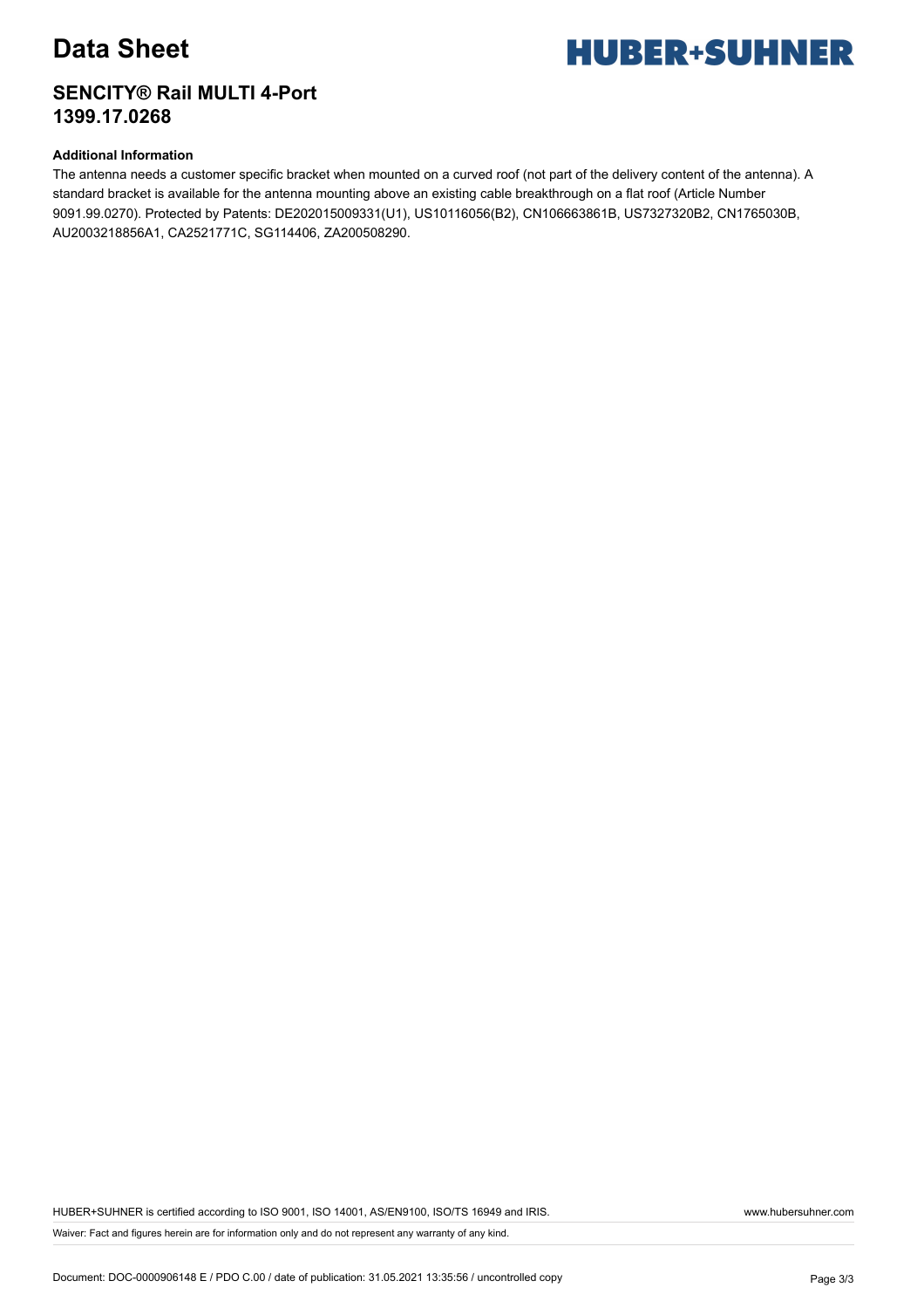# Data Sheet

## SENCITY® Rail MULTI 4-Port
## 1399.17.0268

**Additional Information**

The antenna needs a customer specific bracket when mounted on a curved roof (not part of the delivery content of the antenna). A standard bracket is available for the antenna mounting above an existing cable breakthrough on a flat roof (Article Number 9091.99.0270). Protected by Patents: DE202015009331(U1), US10116056(B2), CN106663861B, US7327320B2, CN1765030B, AU2003218856A1, CA2521771C, SG114406, ZA200508290.

HUBER+SUHNER is certified according to ISO 9001, ISO 14001, AS/EN9100, ISO/TS 16949 and IRIS.

www.hubersuhner.com

Waiver: Fact and figures herein are for information only and do not represent any warranty of any kind.

Document: DOC-0000906148 E / PDO C.00 / date of publication: 31.05.2021 13:35:56 / uncontrolled copy